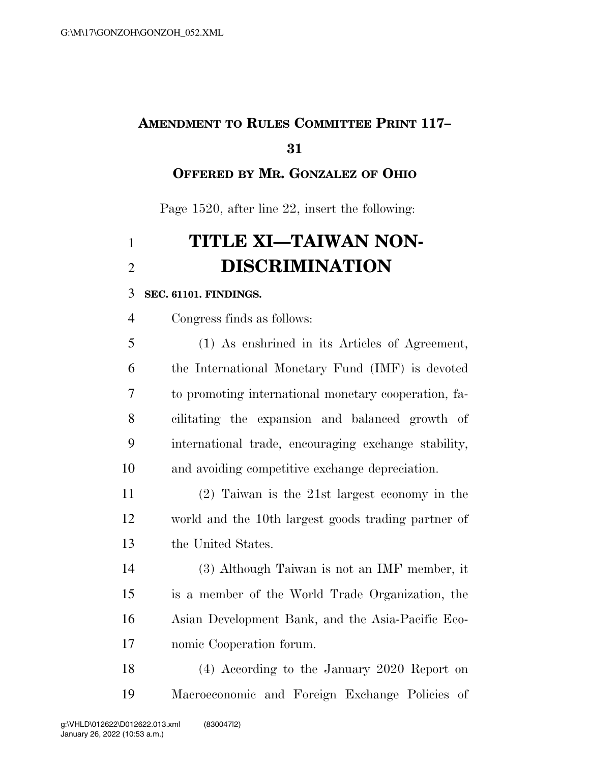**AMENDMENT TO RULES COMMITTEE PRINT 117–31**

**OFFERED BY MR. GONZALEZ OF OHIO**

Page 1520, after line 22, insert the following:

# TITLE XI—TAIWAN NON-DISCRIMINATION

**SEC. 61101. FINDINGS.**

Congress finds as follows:

(1) As enshrined in its Articles of Agreement, the International Monetary Fund (IMF) is devoted to promoting international monetary cooperation, facilitating the expansion and balanced growth of international trade, encouraging exchange stability, and avoiding competitive exchange depreciation.

(2) Taiwan is the 21st largest economy in the world and the 10th largest goods trading partner of the United States.

(3) Although Taiwan is not an IMF member, it is a member of the World Trade Organization, the Asian Development Bank, and the Asia-Pacific Economic Cooperation forum.

(4) According to the January 2020 Report on Macroeconomic and Foreign Exchange Policies of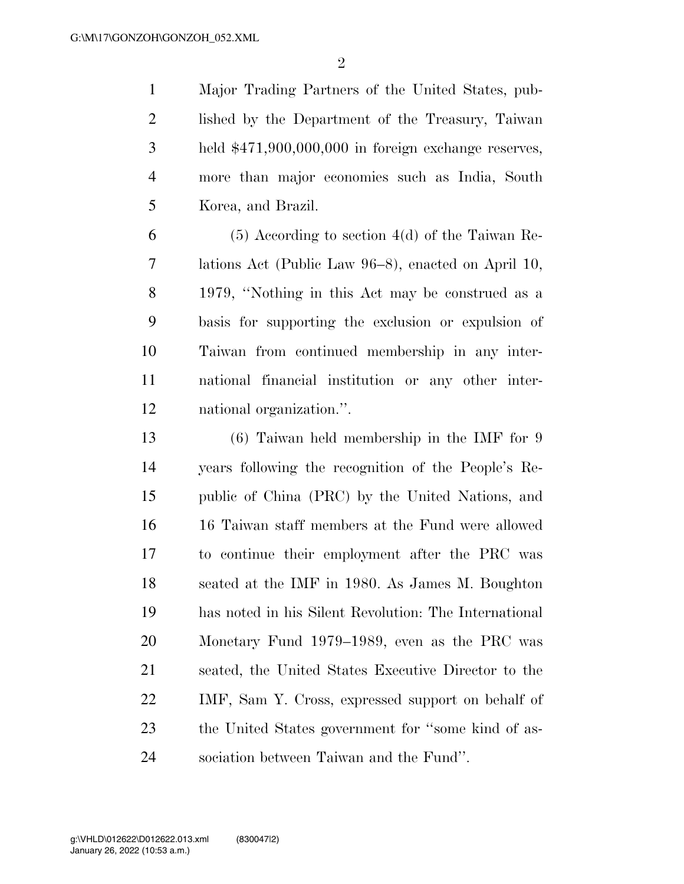Major Trading Partners of the United States, published by the Department of the Treasury, Taiwan held $471,900,000,000 in foreign exchange reserves, more than major economies such as India, South Korea, and Brazil.

(5) According to section 4(d) of the Taiwan Relations Act (Public Law 96–8), enacted on April 10, 1979, ''Nothing in this Act may be construed as a basis for supporting the exclusion or expulsion of Taiwan from continued membership in any international financial institution or any other international organization.''.

(6) Taiwan held membership in the IMF for 9 years following the recognition of the People's Republic of China (PRC) by the United Nations, and 16 Taiwan staff members at the Fund were allowed to continue their employment after the PRC was seated at the IMF in 1980. As James M. Boughton has noted in his Silent Revolution: The International Monetary Fund 1979–1989, even as the PRC was seated, the United States Executive Director to the IMF, Sam Y. Cross, expressed support on behalf of the United States government for ''some kind of association between Taiwan and the Fund''.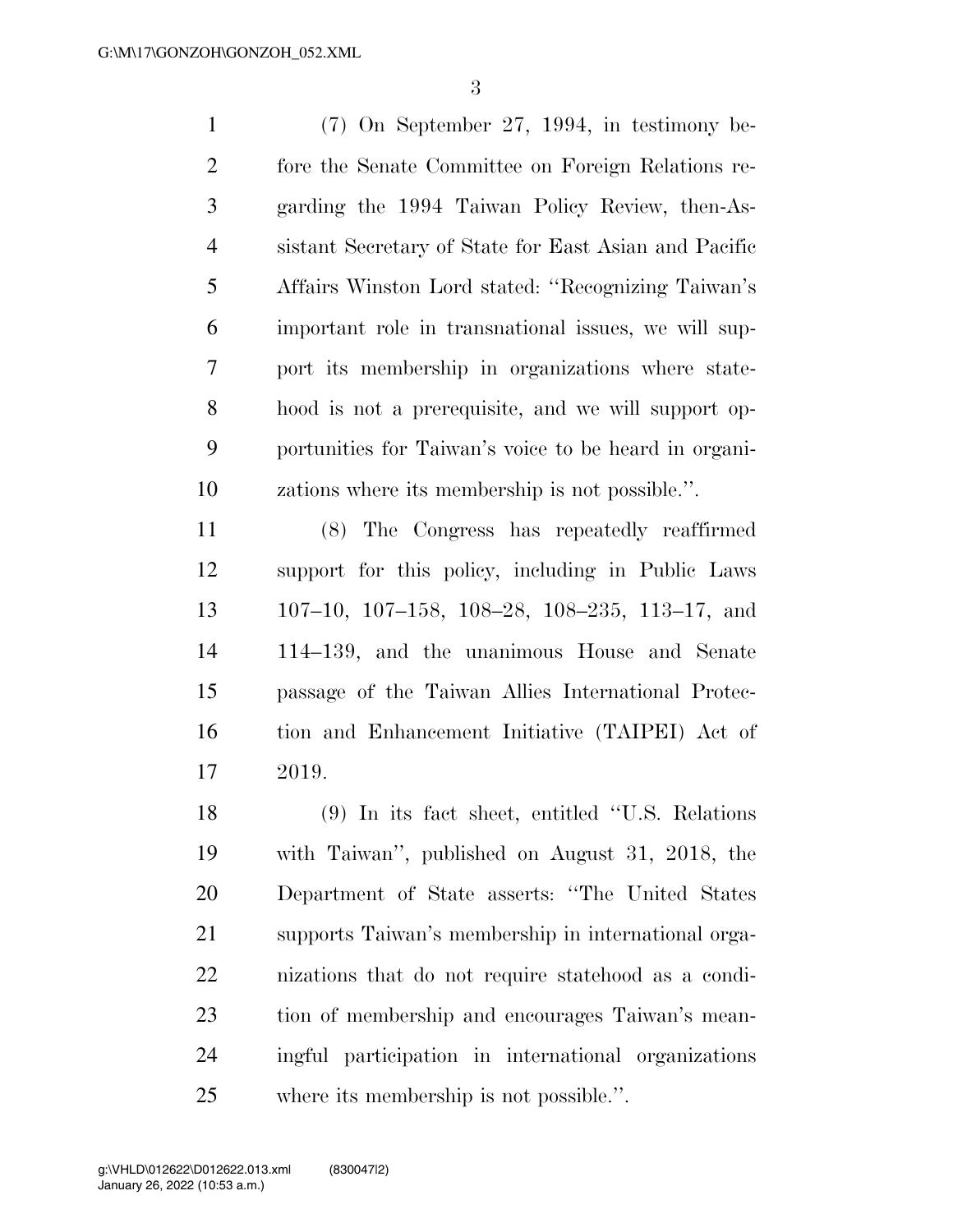(7) On September 27, 1994, in testimony before the Senate Committee on Foreign Relations regarding the 1994 Taiwan Policy Review, then-Assistant Secretary of State for East Asian and Pacific Affairs Winston Lord stated: ''Recognizing Taiwan's important role in transnational issues, we will support its membership in organizations where statehood is not a prerequisite, and we will support opportunities for Taiwan's voice to be heard in organizations where its membership is not possible.''.

(8) The Congress has repeatedly reaffirmed support for this policy, including in Public Laws 107–10, 107–158, 108–28, 108–235, 113–17, and 114–139, and the unanimous House and Senate passage of the Taiwan Allies International Protection and Enhancement Initiative (TAIPEI) Act of 2019.

(9) In its fact sheet, entitled ''U.S. Relations with Taiwan'', published on August 31, 2018, the Department of State asserts: ''The United States supports Taiwan's membership in international organizations that do not require statehood as a condition of membership and encourages Taiwan's meaningful participation in international organizations where its membership is not possible.''.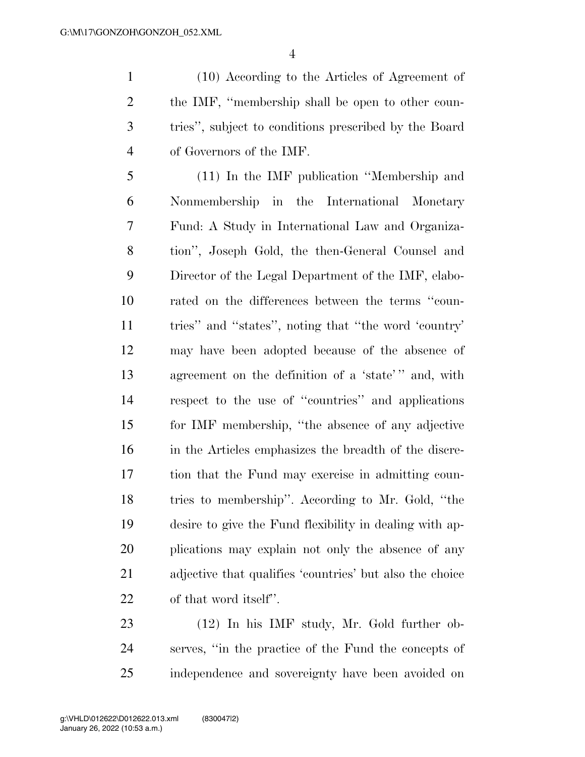(10) According to the Articles of Agreement of the IMF, "membership shall be open to other countries", subject to conditions prescribed by the Board of Governors of the IMF.

(11) In the IMF publication "Membership and Nonmembership in the International Monetary Fund: A Study in International Law and Organization", Joseph Gold, the then-General Counsel and Director of the Legal Department of the IMF, elaborated on the differences between the terms "countries" and "states", noting that "the word 'country' may have been adopted because of the absence of agreement on the definition of a 'state'" and, with respect to the use of "countries" and applications for IMF membership, "the absence of any adjective in the Articles emphasizes the breadth of the discretion that the Fund may exercise in admitting countries to membership". According to Mr. Gold, "the desire to give the Fund flexibility in dealing with applications may explain not only the absence of any adjective that qualifies 'countries' but also the choice of that word itself".

(12) In his IMF study, Mr. Gold further observes, "in the practice of the Fund the concepts of independence and sovereignty have been avoided on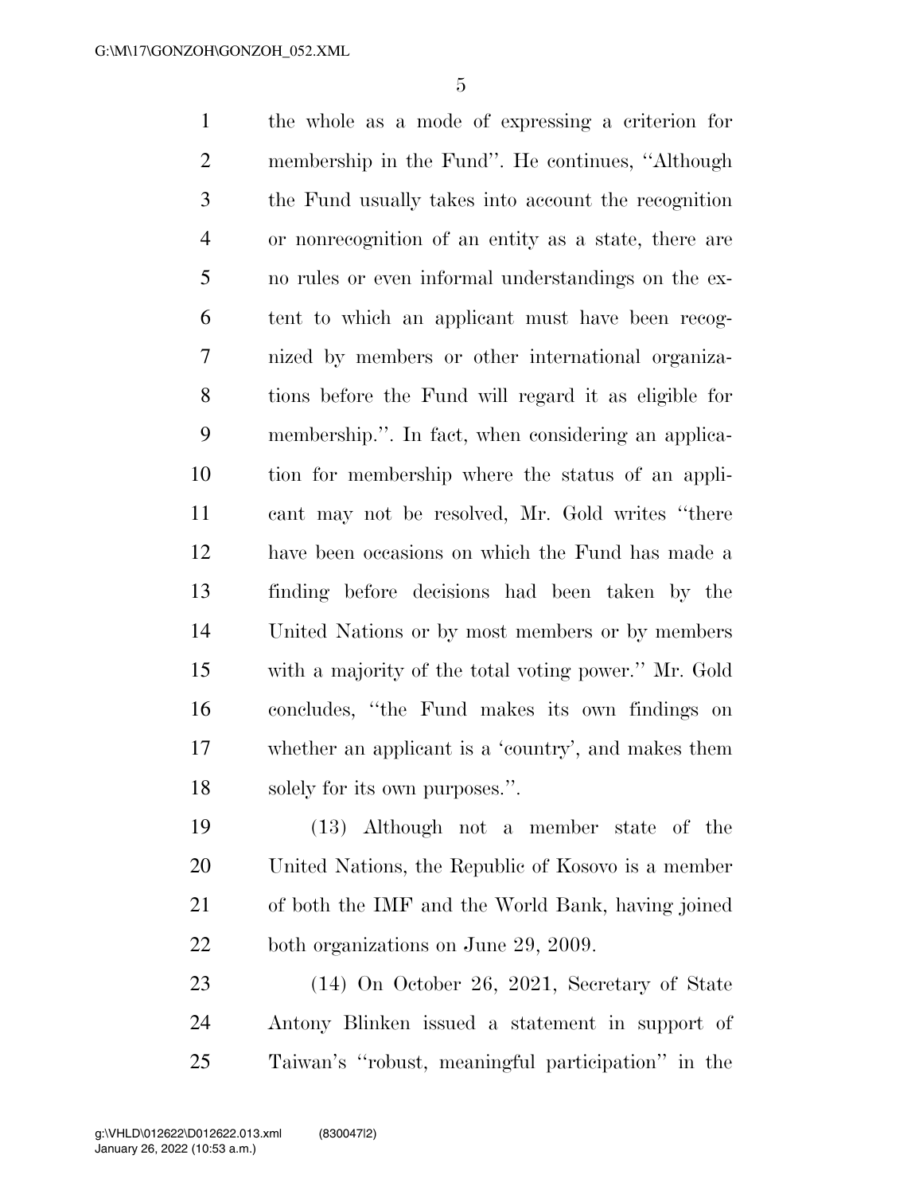the whole as a mode of expressing a criterion for membership in the Fund''. He continues, ''Although the Fund usually takes into account the recognition or nonrecognition of an entity as a state, there are no rules or even informal understandings on the extent to which an applicant must have been recognized by members or other international organizations before the Fund will regard it as eligible for membership.''. In fact, when considering an application for membership where the status of an applicant may not be resolved, Mr. Gold writes ''there have been occasions on which the Fund has made a finding before decisions had been taken by the United Nations or by most members or by members with a majority of the total voting power.'' Mr. Gold concludes, ''the Fund makes its own findings on whether an applicant is a 'country', and makes them solely for its own purposes.''.

(13) Although not a member state of the United Nations, the Republic of Kosovo is a member of both the IMF and the World Bank, having joined both organizations on June 29, 2009.

(14) On October 26, 2021, Secretary of State Antony Blinken issued a statement in support of Taiwan's ''robust, meaningful participation'' in the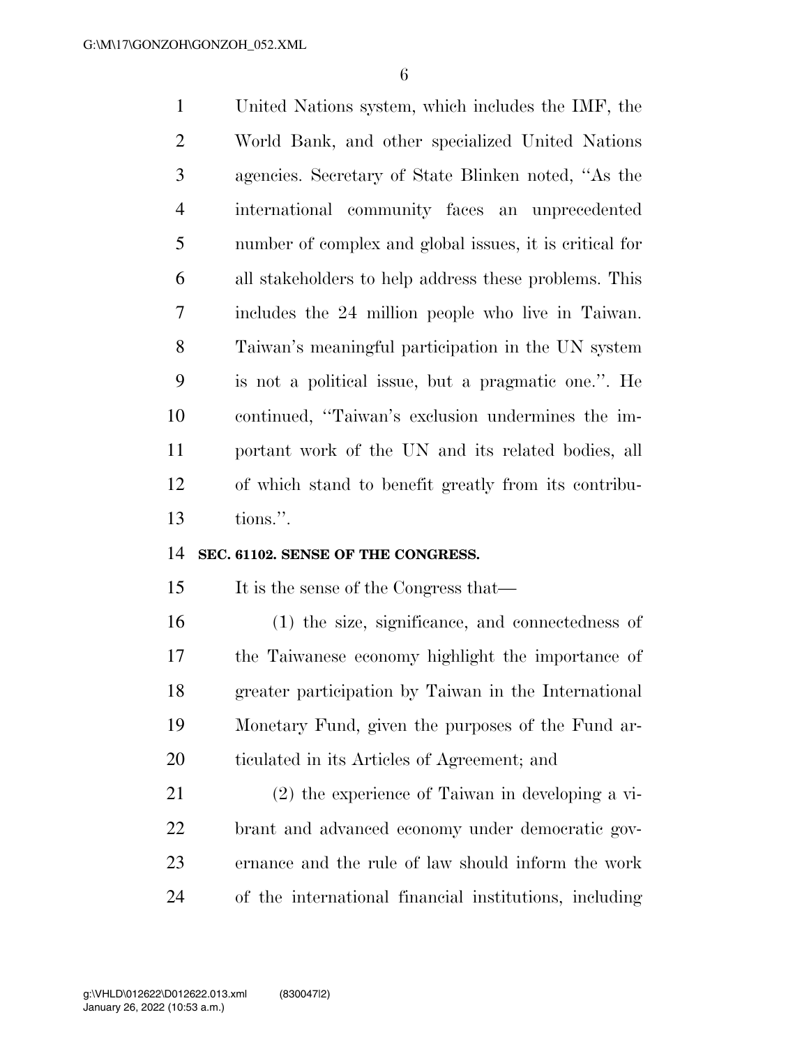United Nations system, which includes the IMF, the World Bank, and other specialized United Nations agencies. Secretary of State Blinken noted, ''As the international community faces an unprecedented number of complex and global issues, it is critical for all stakeholders to help address these problems. This includes the 24 million people who live in Taiwan. Taiwan's meaningful participation in the UN system is not a political issue, but a pragmatic one.''. He continued, ''Taiwan's exclusion undermines the important work of the UN and its related bodies, all of which stand to benefit greatly from its contributions.''.

**SEC. 61102. SENSE OF THE CONGRESS.**

It is the sense of the Congress that—

(1) the size, significance, and connectedness of the Taiwanese economy highlight the importance of greater participation by Taiwan in the International Monetary Fund, given the purposes of the Fund articulated in its Articles of Agreement; and

(2) the experience of Taiwan in developing a vibrant and advanced economy under democratic governance and the rule of law should inform the work of the international financial institutions, including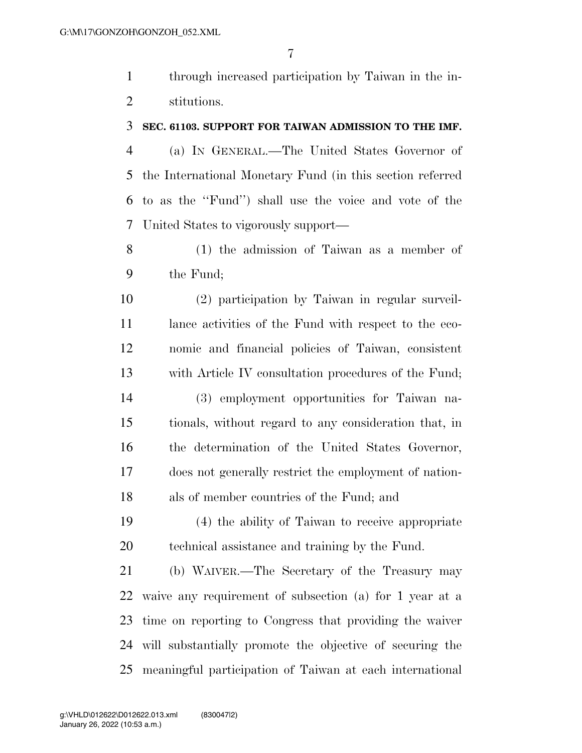through increased participation by Taiwan in the institutions.

**SEC. 61103. SUPPORT FOR TAIWAN ADMISSION TO THE IMF.**

(a) IN GENERAL.—The United States Governor of the International Monetary Fund (in this section referred to as the ''Fund'') shall use the voice and vote of the United States to vigorously support—

(1) the admission of Taiwan as a member of the Fund;

(2) participation by Taiwan in regular surveillance activities of the Fund with respect to the economic and financial policies of Taiwan, consistent with Article IV consultation procedures of the Fund;

(3) employment opportunities for Taiwan nationals, without regard to any consideration that, in the determination of the United States Governor, does not generally restrict the employment of nationals of member countries of the Fund; and

(4) the ability of Taiwan to receive appropriate technical assistance and training by the Fund.

(b) WAIVER.—The Secretary of the Treasury may waive any requirement of subsection (a) for 1 year at a time on reporting to Congress that providing the waiver will substantially promote the objective of securing the meaningful participation of Taiwan at each international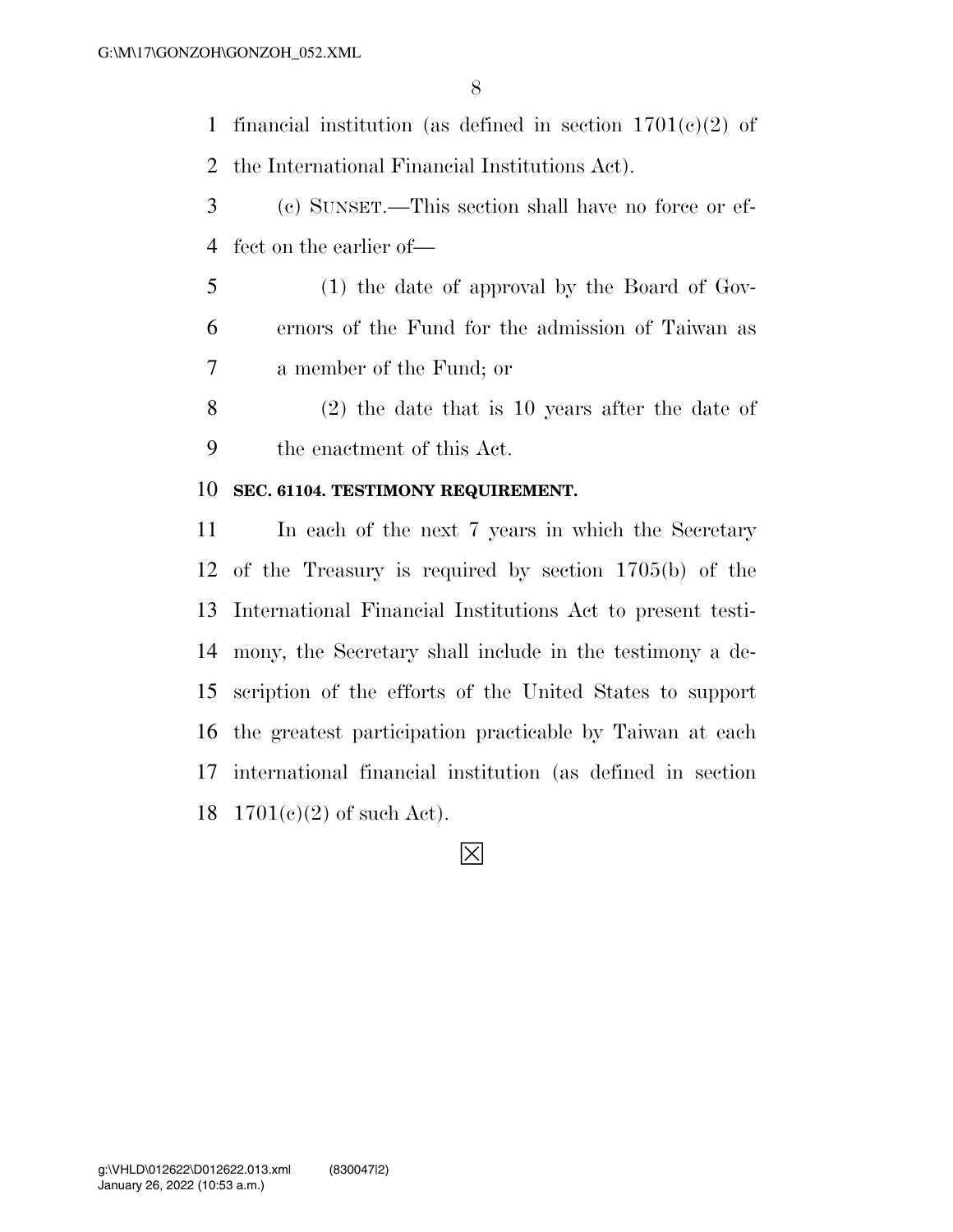financial institution (as defined in section 1701(c)(2) of the International Financial Institutions Act).

(c) SUNSET.—This section shall have no force or effect on the earlier of—

(1) the date of approval by the Board of Governors of the Fund for the admission of Taiwan as a member of the Fund; or

(2) the date that is 10 years after the date of the enactment of this Act.

**SEC. 61104. TESTIMONY REQUIREMENT.**

In each of the next 7 years in which the Secretary of the Treasury is required by section 1705(b) of the International Financial Institutions Act to present testimony, the Secretary shall include in the testimony a description of the efforts of the United States to support the greatest participation practicable by Taiwan at each international financial institution (as defined in section 1701(c)(2) of such Act).